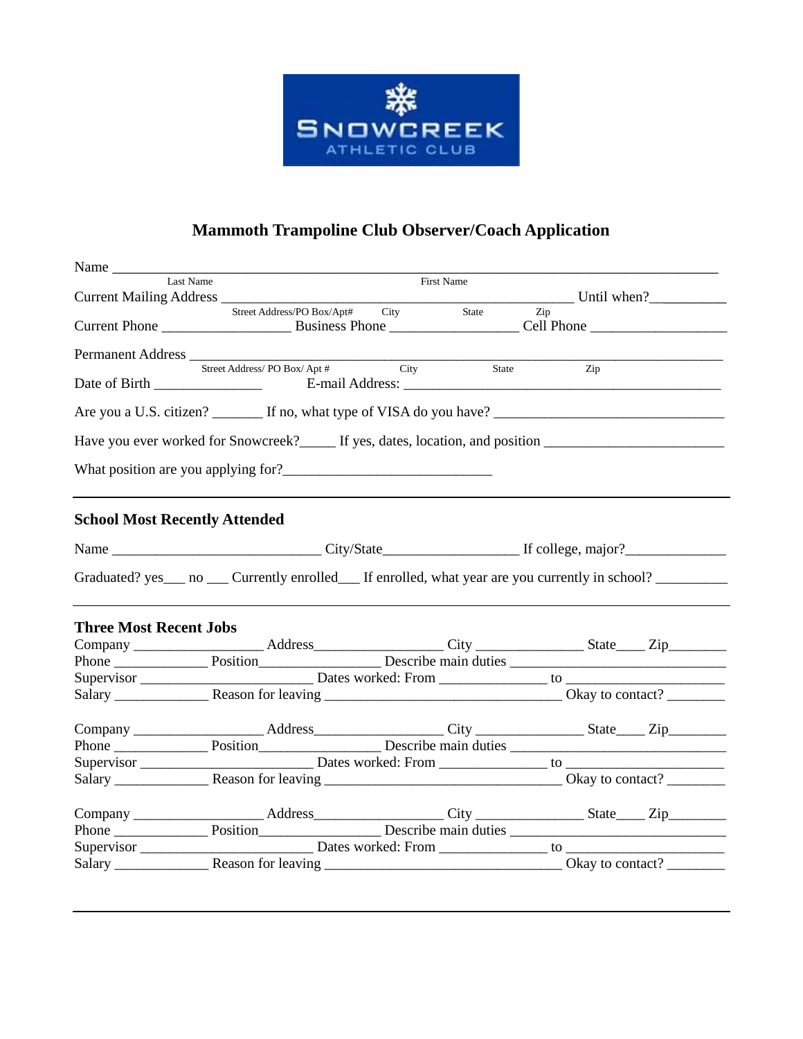SNOWCREEK ATHLETIC CLUB

# Mammoth Trampoline Club Observer/Coach Application

Name ______________________________________________________________________________
Last Name First Name

Current Mailing Address _______________________________________________ Until when?__________
Street Address/PO Box/Apt# City State Zip

Current Phone _________________ Business Phone _________________ Cell Phone __________________

Permanent Address __________________________________________________________________
Street Address/ PO Box/ Apt # City State Zip

Date of Birth _______________ E-mail Address: __________________________________________

Are you a U.S. citizen? _______ If no, what type of VISA do you have? _______________________________

Have you ever worked for Snowcreek?_____ If yes, dates, location, and position ________________________

What position are you applying for?____________________________

---

## School Most Recently Attended

Name ____________________________ City/State__________________ If college, major?_____________

Graduated? yes___ no ___ Currently enrolled___ If enrolled, what year are you currently in school? __________

---

## Three Most Recent Jobs

Company _________________ Address_________________ City ______________ State____ Zip________
Phone ____________ Position________________ Describe main duties _____________________________
Supervisor _______________________ Dates worked: From ______________ to _____________________
Salary ____________ Reason for leaving ________________________________ Okay to contact? ________

Company _________________ Address_________________ City ______________ State____ Zip________
Phone ____________ Position________________ Describe main duties _____________________________
Supervisor _______________________ Dates worked: From ______________ to _____________________
Salary ____________ Reason for leaving ________________________________ Okay to contact? ________

Company _________________ Address_________________ City ______________ State____ Zip________
Phone ____________ Position________________ Describe main duties _____________________________
Supervisor _______________________ Dates worked: From ______________ to _____________________
Salary ____________ Reason for leaving ________________________________ Okay to contact? ________

---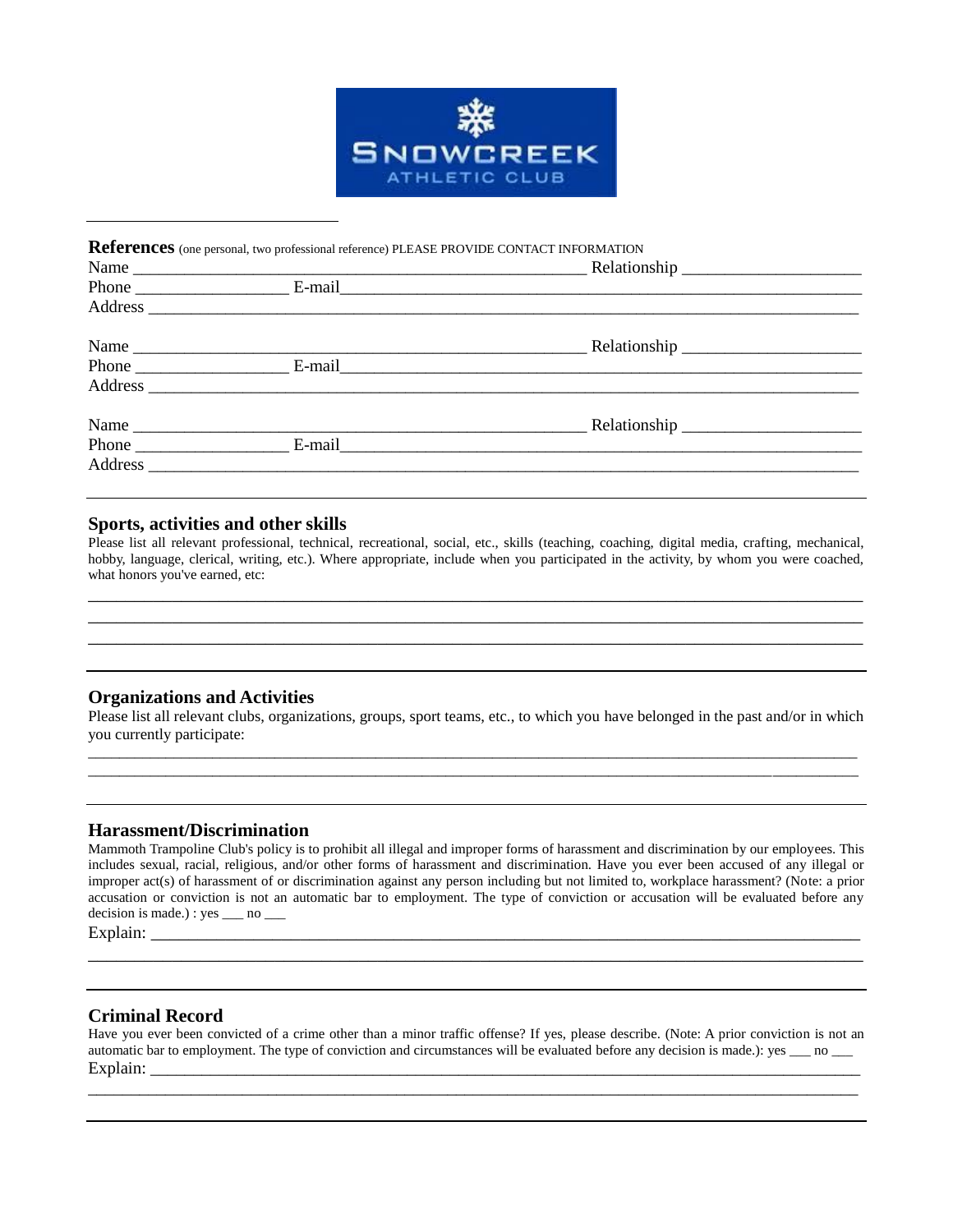SNOWCREEK ATHLETIC CLUB

---

**References** (one personal, two professional reference) PLEASE PROVIDE CONTACT INFORMATION

Name ______________________________________________________ Relationship ____________________

Phone __________________ E-mail______________________________________________________________

Address ___________________________________________________________________________________

Name ______________________________________________________ Relationship ____________________

Phone __________________ E-mail______________________________________________________________

Address ___________________________________________________________________________________

Name ______________________________________________________ Relationship ____________________

Phone __________________ E-mail______________________________________________________________

Address ___________________________________________________________________________________

---

## Sports, activities and other skills

Please list all relevant professional, technical, recreational, social, etc., skills (teaching, coaching, digital media, crafting, mechanical, hobby, language, clerical, writing, etc.). Where appropriate, include when you participated in the activity, by whom you were coached, what honors you've earned, etc:

___________________________________________________________________________________________

___________________________________________________________________________________________

___________________________________________________________________________________________

---

## Organizations and Activities

Please list all relevant clubs, organizations, groups, sport teams, etc., to which you have belonged in the past and/or in which you currently participate:

___________________________________________________________________________________________

___________________________________________________________________________________________

---

## Harassment/Discrimination

Mammoth Trampoline Club's policy is to prohibit all illegal and improper forms of harassment and discrimination by our employees. This includes sexual, racial, religious, and/or other forms of harassment and discrimination. Have you ever been accused of any illegal or improper act(s) of harassment of or discrimination against any person including but not limited to, workplace harassment? (Note: a prior accusation or conviction is not an automatic bar to employment. The type of conviction or accusation will be evaluated before any decision is made.) : yes ___ no ___

Explain: __________________________________________________________________________________

___________________________________________________________________________________________

---

## Criminal Record

Have you ever been convicted of a crime other than a minor traffic offense? If yes, please describe. (Note: A prior conviction is not an automatic bar to employment. The type of conviction and circumstances will be evaluated before any decision is made.): yes ___ no ___

Explain: __________________________________________________________________________________

___________________________________________________________________________________________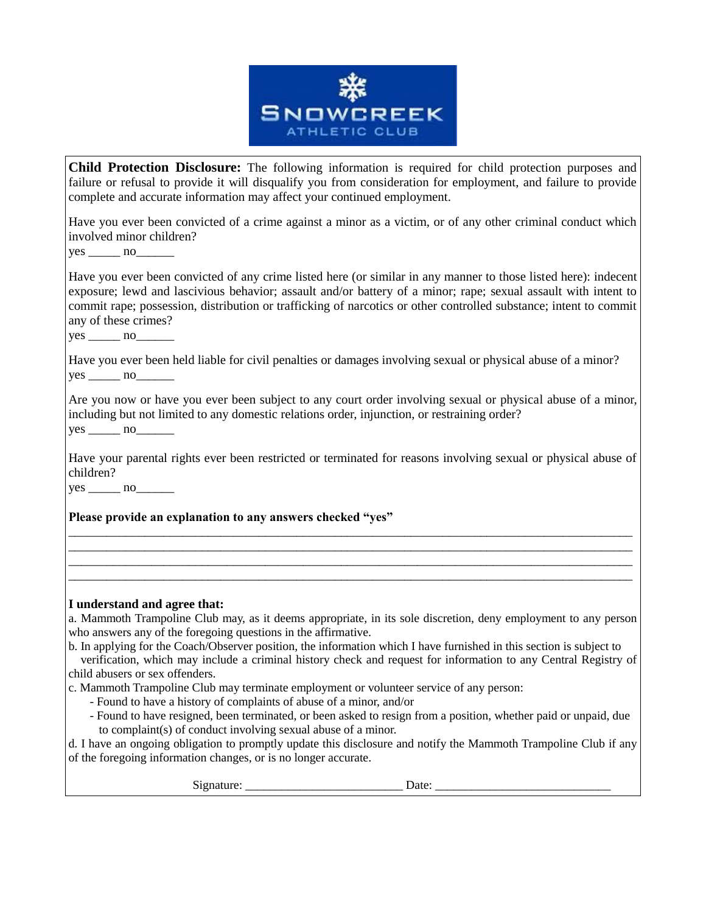SNOWCREEK ATHLETIC CLUB

**Child Protection Disclosure:** The following information is required for child protection purposes and failure or refusal to provide it will disqualify you from consideration for employment, and failure to provide complete and accurate information may affect your continued employment.

Have you ever been convicted of a crime against a minor as a victim, or of any other criminal conduct which involved minor children?
yes _____ no______

Have you ever been convicted of any crime listed here (or similar in any manner to those listed here): indecent exposure; lewd and lascivious behavior; assault and/or battery of a minor; rape; sexual assault with intent to commit rape; possession, distribution or trafficking of narcotics or other controlled substance; intent to commit any of these crimes?
yes _____ no______

Have you ever been held liable for civil penalties or damages involving sexual or physical abuse of a minor?
yes _____ no______

Are you now or have you ever been subject to any court order involving sexual or physical abuse of a minor, including but not limited to any domestic relations order, injunction, or restraining order?
yes _____ no______

Have your parental rights ever been restricted or terminated for reasons involving sexual or physical abuse of children?
yes _____ no______

**Please provide an explanation to any answers checked "yes"**

____________________________________________________________________________________________
____________________________________________________________________________________________
____________________________________________________________________________________________
____________________________________________________________________________________________

**I understand and agree that:**

a. Mammoth Trampoline Club may, as it deems appropriate, in its sole discretion, deny employment to any person who answers any of the foregoing questions in the affirmative.

b. In applying for the Coach/Observer position, the information which I have furnished in this section is subject to verification, which may include a criminal history check and request for information to any Central Registry of child abusers or sex offenders.

c. Mammoth Trampoline Club may terminate employment or volunteer service of any person:
- Found to have a history of complaints of abuse of a minor, and/or
- Found to have resigned, been terminated, or been asked to resign from a position, whether paid or unpaid, due to complaint(s) of conduct involving sexual abuse of a minor.

d. I have an ongoing obligation to promptly update this disclosure and notify the Mammoth Trampoline Club if any of the foregoing information changes, or is no longer accurate.

Signature: _________________________ Date: ____________________________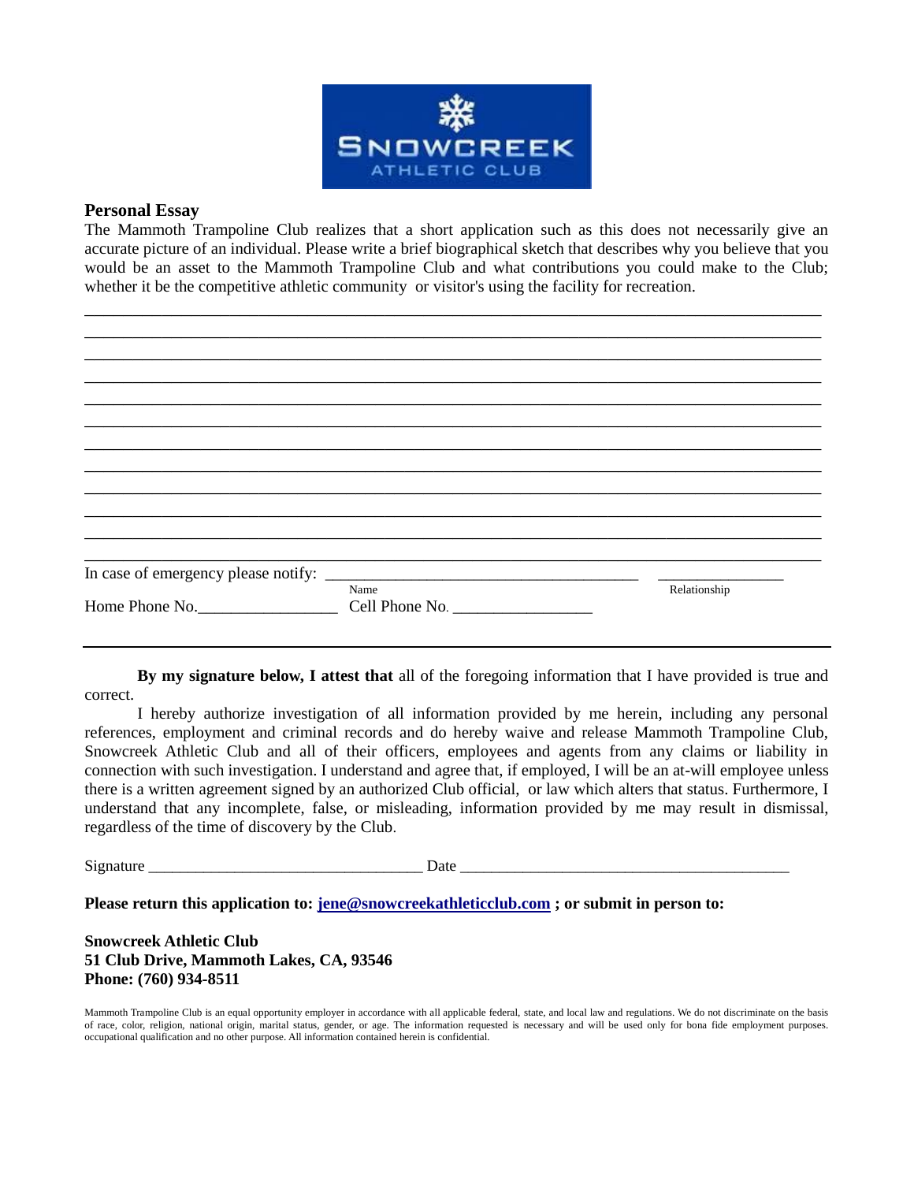SNOWCREEK ATHLETIC CLUB

## Personal Essay

The Mammoth Trampoline Club realizes that a short application such as this does not necessarily give an accurate picture of an individual. Please write a brief biographical sketch that describes why you believe that you would be an asset to the Mammoth Trampoline Club and what contributions you could make to the Club; whether it be the competitive athletic community or visitor's using the facility for recreation.

_______________________________________________________________________________
_______________________________________________________________________________
_______________________________________________________________________________
_______________________________________________________________________________
_______________________________________________________________________________
_______________________________________________________________________________
_______________________________________________________________________________
_______________________________________________________________________________
_______________________________________________________________________________
_______________________________________________________________________________
_______________________________________________________________________________
_______________________________________________________________________________

In case of emergency please notify: ____________________________________ ________________
Name Relationship

Home Phone No.________________ Cell Phone No. ________________

---

**By my signature below, I attest that** all of the foregoing information that I have provided is true and correct.

I hereby authorize investigation of all information provided by me herein, including any personal references, employment and criminal records and do hereby waive and release Mammoth Trampoline Club, Snowcreek Athletic Club and all of their officers, employees and agents from any claims or liability in connection with such investigation. I understand and agree that, if employed, I will be an at-will employee unless there is a written agreement signed by an authorized Club official, or law which alters that status. Furthermore, I understand that any incomplete, false, or misleading, information provided by me may result in dismissal, regardless of the time of discovery by the Club.

Signature _________________________________ Date ________________________________________

**Please return this application to: jene@snowcreekathleticclub.com ; or submit in person to:**

**Snowcreek Athletic Club**
**51 Club Drive, Mammoth Lakes, CA, 93546**
**Phone: (760) 934-8511**

Mammoth Trampoline Club is an equal opportunity employer in accordance with all applicable federal, state, and local law and regulations. We do not discriminate on the basis of race, color, religion, national origin, marital status, gender, or age. The information requested is necessary and will be used only for bona fide employment purposes. occupational qualification and no other purpose. All information contained herein is confidential.